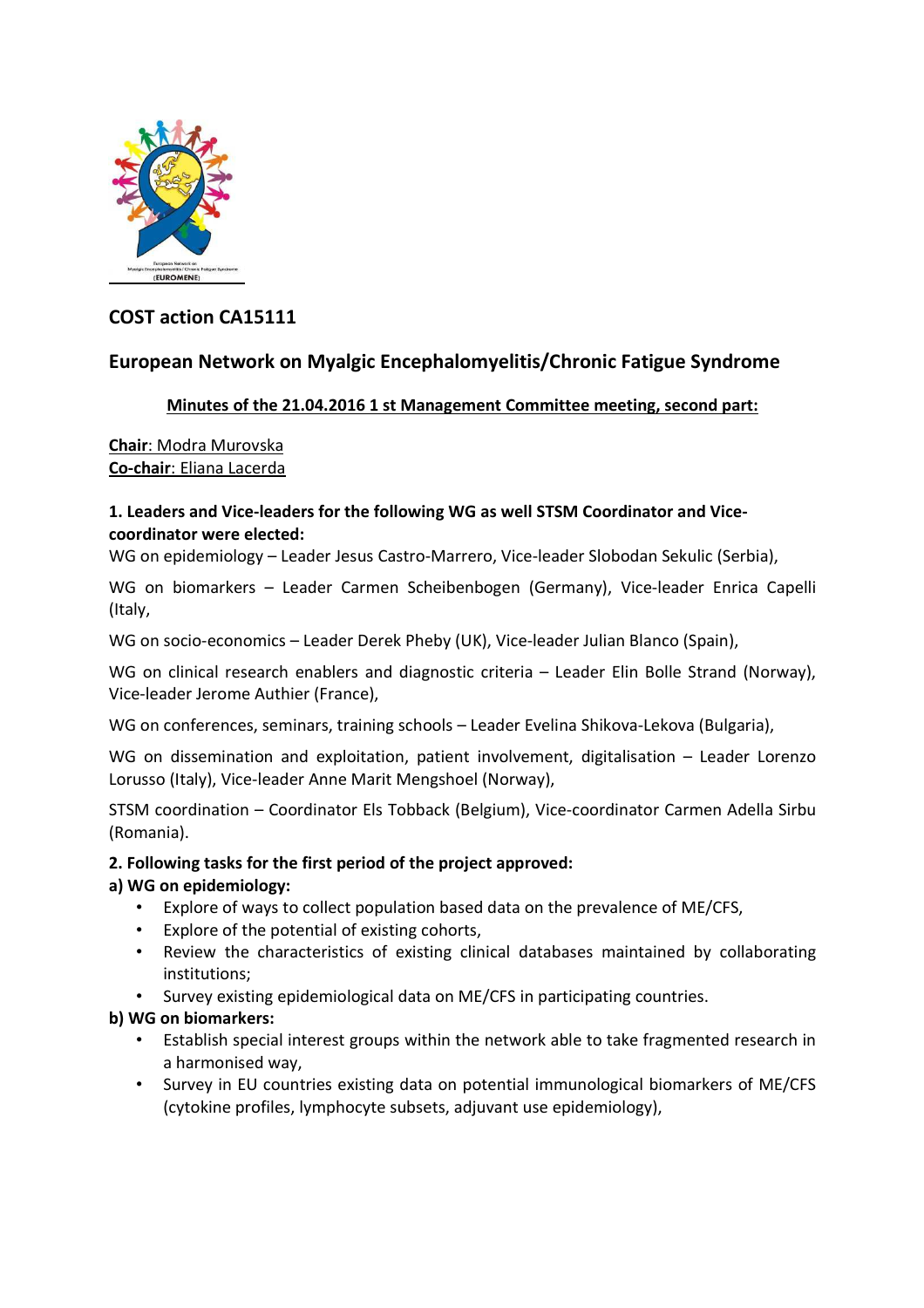## COST action CA15111

## European Network on Myalgic Encephalomyelitis/Chronic Fatigue Syndrome

**Minutes of the 21.04.2016 1 st Management Committee meeting, second part:**

**Chair**: Modra Murovska
**Co-chair**: Eliana Lacerda

**1. Leaders and Vice-leaders for the following WG as well STSM Coordinator and Vice-coordinator were elected:**

WG on epidemiology – Leader Jesus Castro-Marrero, Vice-leader Slobodan Sekulic (Serbia),

WG on biomarkers – Leader Carmen Scheibenbogen (Germany), Vice-leader Enrica Capelli (Italy,

WG on socio-economics – Leader Derek Pheby (UK), Vice-leader Julian Blanco (Spain),

WG on clinical research enablers and diagnostic criteria – Leader Elin Bolle Strand (Norway), Vice-leader Jerome Authier (France),

WG on conferences, seminars, training schools – Leader Evelina Shikova-Lekova (Bulgaria),

WG on dissemination and exploitation, patient involvement, digitalisation – Leader Lorenzo Lorusso (Italy), Vice-leader Anne Marit Mengshoel (Norway),

STSM coordination – Coordinator Els Tobback (Belgium), Vice-coordinator Carmen Adella Sirbu (Romania).

**2. Following tasks for the first period of the project approved:**

**a) WG on epidemiology:**

- Explore of ways to collect population based data on the prevalence of ME/CFS,
- Explore of the potential of existing cohorts,
- Review the characteristics of existing clinical databases maintained by collaborating institutions;
- Survey existing epidemiological data on ME/CFS in participating countries.

**b) WG on biomarkers:**

- Establish special interest groups within the network able to take fragmented research in a harmonised way,
- Survey in EU countries existing data on potential immunological biomarkers of ME/CFS (cytokine profiles, lymphocyte subsets, adjuvant use epidemiology),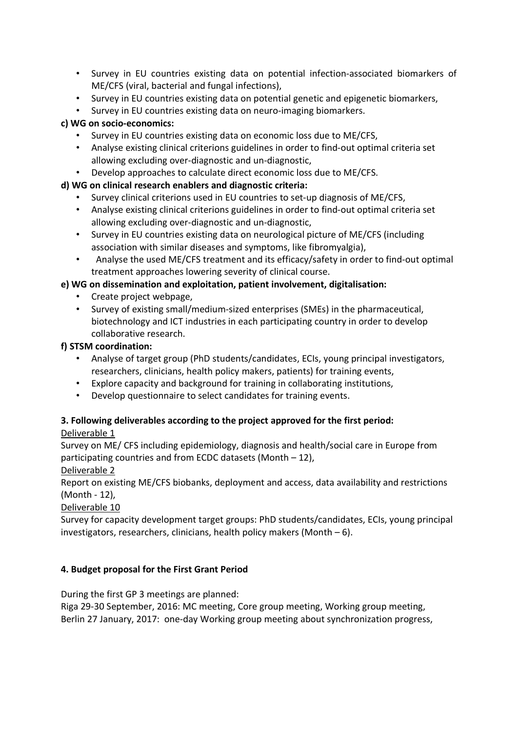- Survey in EU countries existing data on potential infection-associated biomarkers of ME/CFS (viral, bacterial and fungal infections),
- Survey in EU countries existing data on potential genetic and epigenetic biomarkers,
- Survey in EU countries existing data on neuro-imaging biomarkers.

**c) WG on socio-economics:**

- Survey in EU countries existing data on economic loss due to ME/CFS,
- Analyse existing clinical criterions guidelines in order to find-out optimal criteria set allowing excluding over-diagnostic and un-diagnostic,
- Develop approaches to calculate direct economic loss due to ME/CFS.

**d) WG on clinical research enablers and diagnostic criteria:**

- Survey clinical criterions used in EU countries to set-up diagnosis of ME/CFS,
- Analyse existing clinical criterions guidelines in order to find-out optimal criteria set allowing excluding over-diagnostic and un-diagnostic,
- Survey in EU countries existing data on neurological picture of ME/CFS (including association with similar diseases and symptoms, like fibromyalgia),
- Analyse the used ME/CFS treatment and its efficacy/safety in order to find-out optimal treatment approaches lowering severity of clinical course.

**e) WG on dissemination and exploitation, patient involvement, digitalisation:**

- Create project webpage,
- Survey of existing small/medium-sized enterprises (SMEs) in the pharmaceutical, biotechnology and ICT industries in each participating country in order to develop collaborative research.

**f) STSM coordination:**

- Analyse of target group (PhD students/candidates, ECIs, young principal investigators, researchers, clinicians, health policy makers, patients) for training events,
- Explore capacity and background for training in collaborating institutions,
- Develop questionnaire to select candidates for training events.

**3. Following deliverables according to the project approved for the first period:**

Deliverable 1

Survey on ME/ CFS including epidemiology, diagnosis and health/social care in Europe from participating countries and from ECDC datasets (Month – 12),

Deliverable 2

Report on existing ME/CFS biobanks, deployment and access, data availability and restrictions (Month - 12),

Deliverable 10

Survey for capacity development target groups: PhD students/candidates, ECIs, young principal investigators, researchers, clinicians, health policy makers (Month – 6).

**4. Budget proposal for the First Grant Period**

During the first GP 3 meetings are planned:

Riga 29-30 September, 2016: MC meeting, Core group meeting, Working group meeting,

Berlin 27 January, 2017: one-day Working group meeting about synchronization progress,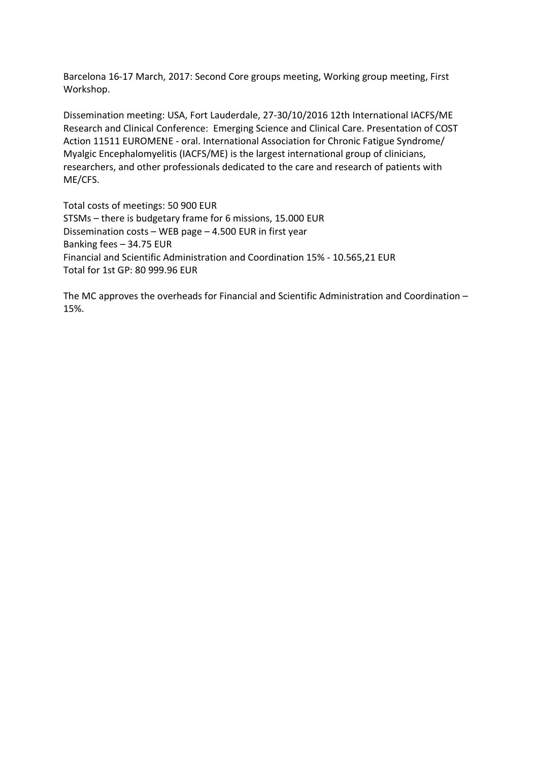Barcelona 16-17 March, 2017: Second Core groups meeting, Working group meeting, First Workshop.

Dissemination meeting: USA, Fort Lauderdale, 27-30/10/2016 12th International IACFS/ME Research and Clinical Conference: Emerging Science and Clinical Care. Presentation of COST Action 11511 EUROMENE - oral. International Association for Chronic Fatigue Syndrome/ Myalgic Encephalomyelitis (IACFS/ME) is the largest international group of clinicians, researchers, and other professionals dedicated to the care and research of patients with ME/CFS.

Total costs of meetings: 50 900 EUR
STSMs – there is budgetary frame for 6 missions, 15.000 EUR
Dissemination costs – WEB page – 4.500 EUR in first year
Banking fees – 34.75 EUR
Financial and Scientific Administration and Coordination 15% - 10.565,21 EUR
Total for 1st GP: 80 999.96 EUR

The MC approves the overheads for Financial and Scientific Administration and Coordination – 15%.